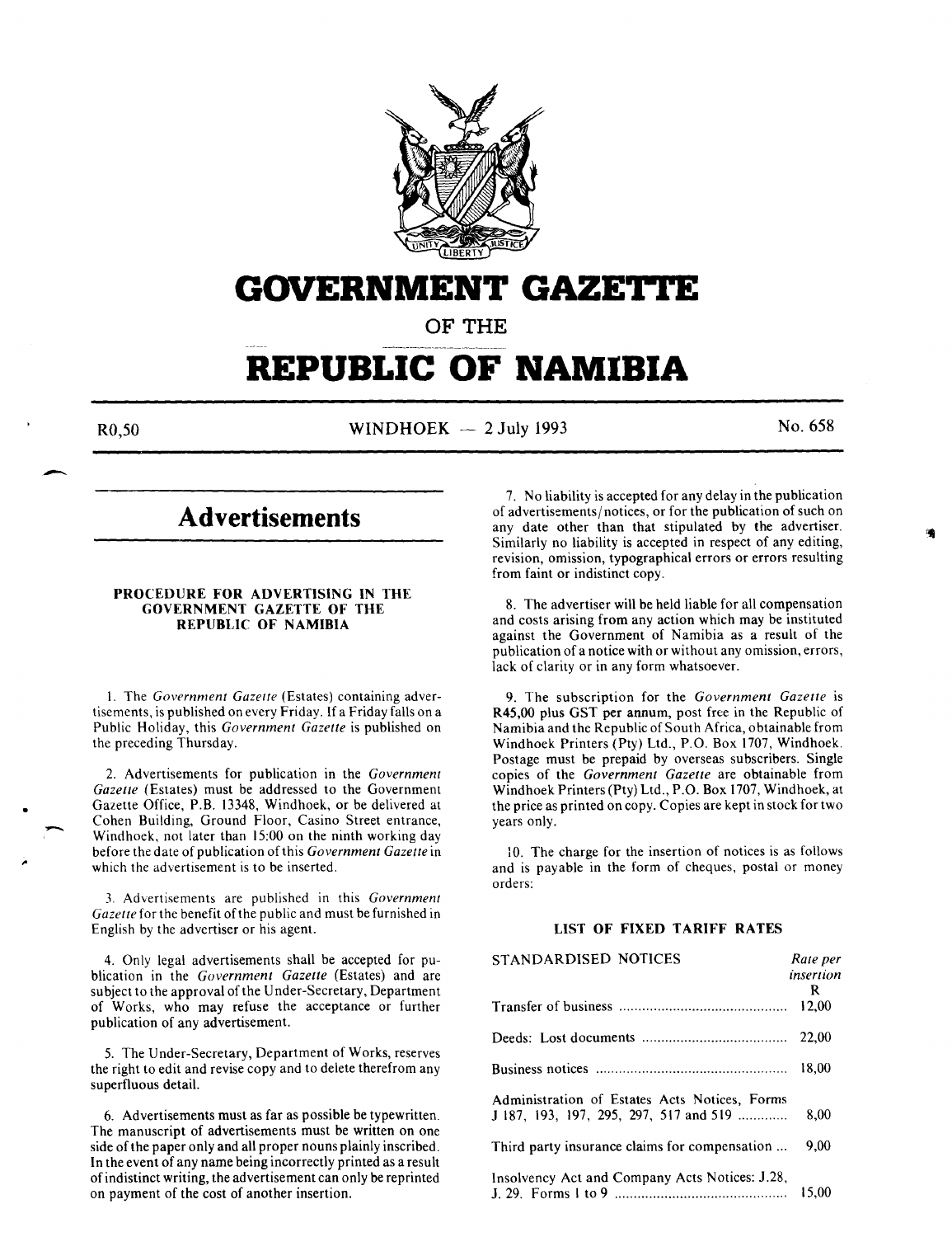# GOVERNMENT GAZETTE

## OF THE

# REPUBLIC OF NAMIBIA

R0,50 WINDHOEK — 2 July 1993 No. 658

## Advertisements

### PROCEDURE FOR ADVERTISING IN THE GOVERNMENT GAZETTE OF THE REPUBLIC OF NAMIBIA

1. The *Government Gazette* (Estates) containing advertisements, is published on every Friday. If a Friday falls on a Public Holiday, this *Government Gazette* is published on the preceding Thursday.

2. Advertisements for publication in the *Government Gazette* (Estates) must be addressed to the Government Gazette Office, P.B. 13348, Windhoek, or be delivered at Cohen Building, Ground Floor, Casino Street entrance, Windhoek, not later than 15:00 on the ninth working day before the date of publication of this *Government Gazette* in which the advertisement is to be inserted.

3. Advertisements are published in this *Government Gazette* for the benefit of the public and must be furnished in English by the advertiser or his agent.

4. Only legal advertisements shall be accepted for publication in the *Government Gazette* (Estates) and are subject to the approval of the Under-Secretary, Department of Works, who may refuse the acceptance or further publication of any advertisement.

5. The Under-Secretary, Department of Works, reserves the right to edit and revise copy and to delete therefrom any superfluous detail.

6. Advertisements must as far as possible be typewritten. The manuscript of advertisements must be written on one side of the paper only and all proper nouns plainly inscribed. In the event of any name being incorrectly printed as a result of indistinct writing, the advertisement can only be reprinted on payment of the cost of another insertion.

7. No liability is accepted for any delay in the publication of advertisements/notices, or for the publication of such on any date other than that stipulated by the advertiser. Similarly no liability is accepted in respect of any editing, revision, omission, typographical errors or errors resulting from faint or indistinct copy.

8. The advertiser will be held liable for all compensation and costs arising from any action which may be instituted against the Government of Namibia as a result of the publication of a notice with or without any omission, errors, lack of clarity or in any form whatsoever.

9. The subscription for the *Government Gazette* is R45,00 plus GST per annum, post free in the Republic of Namibia and the Republic of South Africa, obtainable from Windhoek Printers (Pty) Ltd., P.O. Box 1707, Windhoek. Postage must be prepaid by overseas subscribers. Single copies of the *Government Gazette* are obtainable from Windhoek Printers (Pty) Ltd., P.O. Box 1707, Windhoek, at the price as printed on copy. Copies are kept in stock for two years only.

10. The charge for the insertion of notices is as follows and is payable in the form of cheques, postal or money orders:

### LIST OF FIXED TARIFF RATES

| STANDARDISED NOTICES | *Rate per insertion* R |
|---|---|
| Transfer of business | 12,00 |
| Deeds: Lost documents | 22,00 |
| Business notices | 18,00 |
| Administration of Estates Acts Notices, Forms J 187, 193, 197, 295, 297, 517 and 519 | 8,00 |
| Third party insurance claims for compensation ... | 9,00 |
| Insolvency Act and Company Acts Notices: J.28, J. 29. Forms 1 to 9 | 15,00 |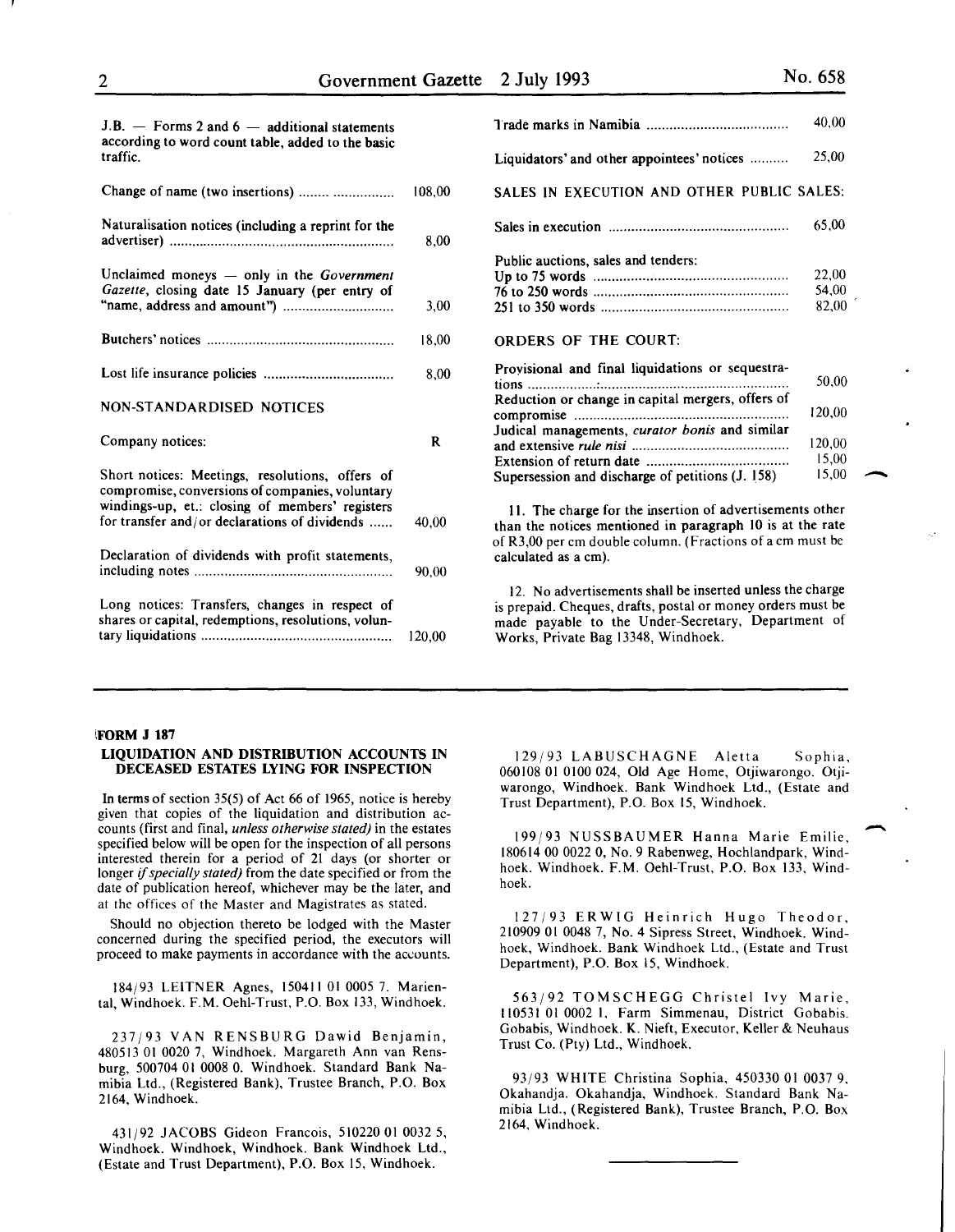J.B. — Forms 2 and 6 — additional statements according to word count table, added to the basic traffic.

| | |
|---|---|
| Change of name (two insertions) | 108,00 |
| Naturalisation notices (including a reprint for the advertiser) | 8,00 |
| Unclaimed moneys — only in the *Government Gazette*, closing date 15 January (per entry of "name, address and amount") | 3,00 |
| Butchers' notices | 18,00 |
| Lost life insurance policies | 8,00 |

NON-STANDARDISED NOTICES

| | |
|---|---|
| Company notices: | R |
| Short notices: Meetings, resolutions, offers of compromise, conversions of companies, voluntary windings-up, et.: closing of members' registers for transfer and/or declarations of dividends | 40,00 |
| Declaration of dividends with profit statements, including notes | 90,00 |
| Long notices: Transfers, changes in respect of shares or capital, redemptions, resolutions, voluntary liquidations | 120,00 |
| Trade marks in Namibia | 40,00 |
| Liquidators' and other appointees' notices | 25,00 |

SALES IN EXECUTION AND OTHER PUBLIC SALES:

| | |
|---|---|
| Sales in execution | 65,00 |
| Public auctions, sales and tenders: | |
| Up to 75 words | 22,00 |
| 76 to 250 words | 54,00 |
| 251 to 350 words | 82,00 |

ORDERS OF THE COURT:

| | |
|---|---|
| Provisional and final liquidations or sequestrations | 50,00 |
| Reduction or change in capital mergers, offers of compromise | 120,00 |
| Judical managements, *curator bonis* and similar and extensive *rule nisi* | 120,00 |
| Extension of return date | 15,00 |
| Supersession and discharge of petitions (J. 158) | 15,00 |

11. The charge for the insertion of advertisements other than the notices mentioned in paragraph 10 is at the rate of R3,00 per cm double column. (Fractions of a cm must be calculated as a cm).

12. No advertisements shall be inserted unless the charge is prepaid. Cheques, drafts, postal or money orders must be made payable to the Under-Secretary, Department of Works, Private Bag 13348, Windhoek.

---

**FORM J 187**

**LIQUIDATION AND DISTRIBUTION ACCOUNTS IN DECEASED ESTATES LYING FOR INSPECTION**

In terms of section 35(5) of Act 66 of 1965, notice is hereby given that copies of the liquidation and distribution accounts (first and final, *unless otherwise stated)* in the estates specified below will be open for the inspection of all persons interested therein for a period of 21 days (or shorter or longer *if specially stated)* from the date specified or from the date of publication hereof, whichever may be the later, and at the offices of the Master and Magistrates as stated.

Should no objection thereto be lodged with the Master concerned during the specified period, the executors will proceed to make payments in accordance with the accounts.

184/93 LEITNER Agnes, 150411 01 0005 7. Mariental, Windhoek. F.M. Oehl-Trust, P.O. Box 133, Windhoek.

237/93 VAN RENSBURG Dawid Benjamin, 480513 01 0020 7, Windhoek. Margareth Ann van Rensburg, 500704 01 0008 0. Windhoek. Standard Bank Namibia Ltd., (Registered Bank), Trustee Branch, P.O. Box 2164, Windhoek.

431/92 JACOBS Gideon Francois, 510220 01 0032 5, Windhoek. Windhoek, Windhoek. Bank Windhoek Ltd., (Estate and Trust Department), P.O. Box 15, Windhoek.

129/93 LABUSCHAGNE Aletta Sophia, 060108 01 0100 024, Old Age Home, Otjiwarongo. Otjiwarongo, Windhoek. Bank Windhoek Ltd., (Estate and Trust Department), P.O. Box 15, Windhoek.

199/93 NUSSBAUMER Hanna Marie Emilie, 180614 00 0022 0, No. 9 Rabenweg, Hochlandpark, Windhoek. Windhoek. F.M. Oehl-Trust, P.O. Box 133, Windhoek.

127/93 ERWIG Heinrich Hugo Theodor, 210909 01 0048 7, No. 4 Sipress Street, Windhoek. Windhoek, Windhoek. Bank Windhoek Ltd., (Estate and Trust Department), P.O. Box 15, Windhoek.

563/92 TOMSCHEGG Christel Ivy Marie, 110531 01 0002 1, Farm Simmenau, District Gobabis. Gobabis, Windhoek. K. Nieft, Executor, Keller & Neuhaus Trust Co. (Pty) Ltd., Windhoek.

93/93 WHITE Christina Sophia, 450330 01 0037 9, Okahandja. Okahandja, Windhoek. Standard Bank Namibia Ltd., (Registered Bank), Trustee Branch, P.O. Box 2164, Windhoek.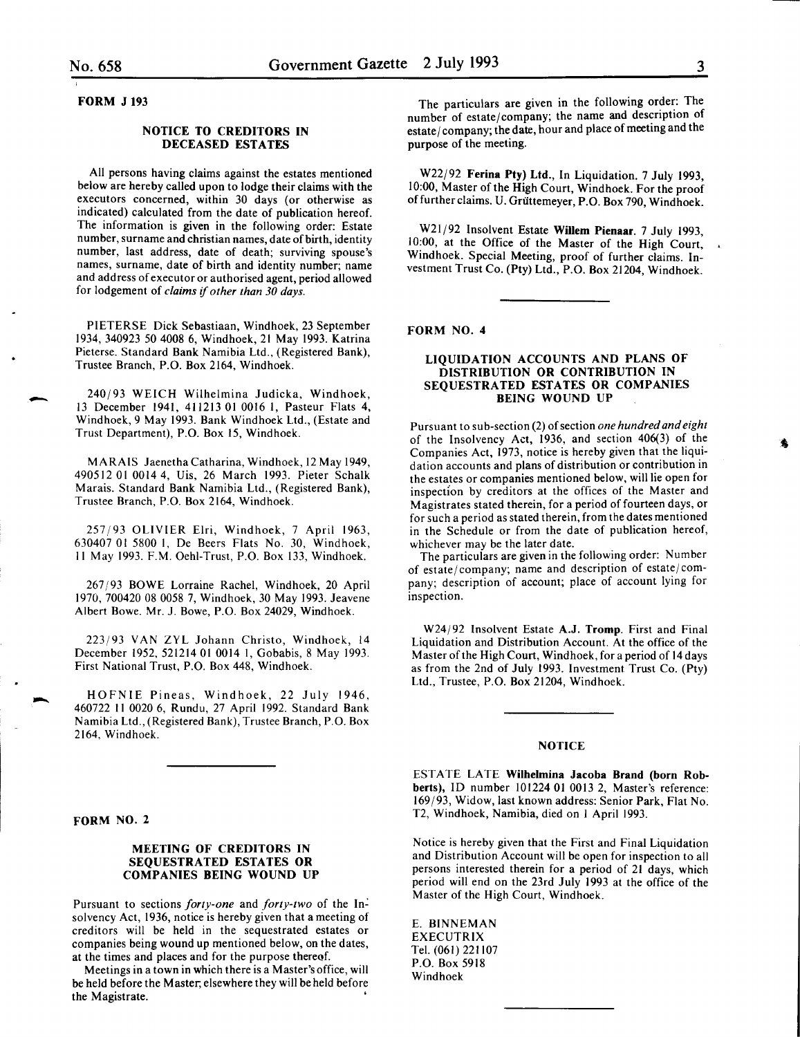## FORM J 193

### NOTICE TO CREDITORS IN DECEASED ESTATES

All persons having claims against the estates mentioned below are hereby called upon to lodge their claims with the executors concerned, within 30 days (or otherwise as indicated) calculated from the date of publication hereof. The information is given in the following order: Estate number, surname and christian names, date of birth, identity number, last address, date of death; surviving spouse's names, surname, date of birth and identity number; name and address of executor or authorised agent, period allowed for lodgement of *claims if other than 30 days.*

PIETERSE Dick Sebastiaan, Windhoek, 23 September 1934, 340923 50 4008 6, Windhoek, 21 May 1993. Katrina Pieterse. Standard Bank Namibia Ltd., (Registered Bank), Trustee Branch, P.O. Box 2164, Windhoek.

240/93 WEICH Wilhelmina Judicka, Windhoek, 13 December 1941, 411213 01 0016 1, Pasteur Flats 4, Windhoek, 9 May 1993. Bank Windhoek Ltd., (Estate and Trust Department), P.O. Box 15, Windhoek.

MARAIS Jaenetha Catharina, Windhoek, 12 May 1949, 490512 01 0014 4, Uis, 26 March 1993. Pieter Schalk Marais. Standard Bank Namibia Ltd., (Registered Bank), Trustee Branch, P.O. Box 2164, Windhoek.

257/93 OLIVIER Elri, Windhoek, 7 April 1963, 630407 01 5800 1, De Beers Flats No. 30, Windhoek, 11 May 1993. F.M. Oehl-Trust, P.O. Box 133, Windhoek.

267/93 BOWE Lorraine Rachel, Windhoek, 20 April 1970, 700420 08 0058 7, Windhoek, 30 May 1993. Jeavene Albert Bowe. Mr. J. Bowe, P.O. Box 24029, Windhoek.

223/93 VAN ZYL Johann Christo, Windhoek, 14 December 1952, 521214 01 0014 1, Gobabis, 8 May 1993. First National Trust, P.O. Box 448, Windhoek.

HOFNIE Pineas, Windhoek, 22 July 1946, 460722 11 0020 6, Rundu, 27 April 1992. Standard Bank Namibia Ltd., (Registered Bank), Trustee Branch, P.O. Box 2164, Windhoek.

## FORM NO. 2

### MEETING OF CREDITORS IN SEQUESTRATED ESTATES OR COMPANIES BEING WOUND UP

Pursuant to sections *forty-one* and *forty-two* of the Insolvency Act, 1936, notice is hereby given that a meeting of creditors will be held in the sequestrated estates or companies being wound up mentioned below, on the dates, at the times and places and for the purpose thereof.

Meetings in a town in which there is a Master's office, will be held before the Master; elsewhere they will be held before the Magistrate.

The particulars are given in the following order: The number of estate/company; the name and description of estate/company; the date, hour and place of meeting and the purpose of the meeting.

W22/92 **Ferina Pty) Ltd.**, In Liquidation. 7 July 1993, 10:00, Master of the High Court, Windhoek. For the proof of further claims. U. Grüttemeyer, P.O. Box 790, Windhoek.

W21/92 Insolvent Estate **Willem Pienaar**. 7 July 1993, 10:00, at the Office of the Master of the High Court, Windhoek. Special Meeting, proof of further claims. Investment Trust Co. (Pty) Ltd., P.O. Box 21204, Windhoek.

## FORM NO. 4

### LIQUIDATION ACCOUNTS AND PLANS OF DISTRIBUTION OR CONTRIBUTION IN SEQUESTRATED ESTATES OR COMPANIES BEING WOUND UP

Pursuant to sub-section (2) of section *one hundred and eight* of the Insolvency Act, 1936, and section 406(3) of the Companies Act, 1973, notice is hereby given that the liquidation accounts and plans of distribution or contribution in the estates or companies mentioned below, will lie open for inspection by creditors at the offices of the Master and Magistrates stated therein, for a period of fourteen days, or for such a period as stated therein, from the dates mentioned in the Schedule or from the date of publication hereof, whichever may be the later date.

The particulars are given in the following order: Number of estate/company; name and description of estate/company; description of account; place of account lying for inspection.

W24/92 Insolvent Estate **A.J. Tromp**. First and Final Liquidation and Distribution Account. At the office of the Master of the High Court, Windhoek, for a period of 14 days as from the 2nd of July 1993. Investment Trust Co. (Pty) Ltd., Trustee, P.O. Box 21204, Windhoek.

### NOTICE

ESTATE LATE **Wilhelmina Jacoba Brand (born Robberts)**, ID number 101224 01 0013 2, Master's reference: 169/93, Widow, last known address: Senior Park, Flat No. T2, Windhoek, Namibia, died on 1 April 1993.

Notice is hereby given that the First and Final Liquidation and Distribution Account will be open for inspection to all persons interested therein for a period of 21 days, which period will end on the 23rd July 1993 at the office of the Master of the High Court, Windhoek.

E. BINNEMAN
EXECUTRIX
Tel. (061) 221107
P.O. Box 5918
Windhoek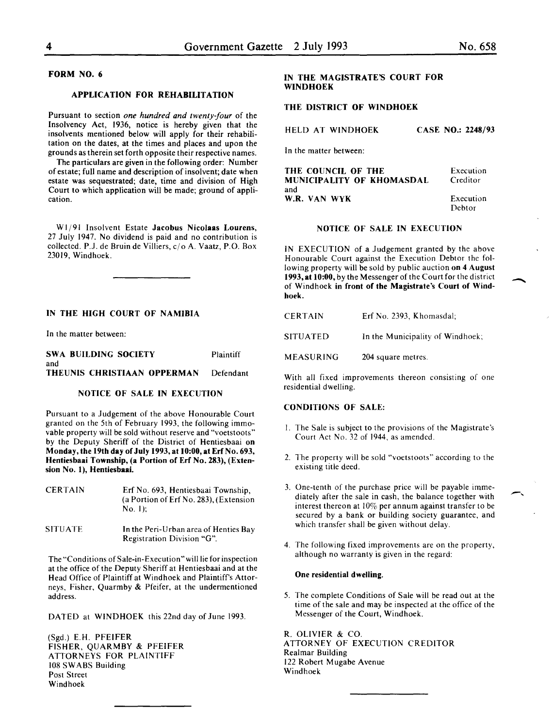**FORM NO. 6**

**APPLICATION FOR REHABILITATION**

Pursuant to section *one hundred and twenty-four* of the Insolvency Act, 1936, notice is hereby given that the insolvents mentioned below will apply for their rehabilitation on the dates, at the times and places and upon the grounds as therein set forth opposite their respective names.

The particulars are given in the following order: Number of estate; full name and description of insolvent; date when estate was sequestrated; date, time and division of High Court to which application will be made; ground of application.

W1/91 Insolvent Estate **Jacobus Nicolaas Lourens**, 27 July 1947. No dividend is paid and no contribution is collected. P.J. de Bruin de Villiers, c/o A. Vaatz, P.O. Box 23019, Windhoek.

---

**IN THE HIGH COURT OF NAMIBIA**

In the matter between:

| | |
|---|---|
| **SWA BUILDING SOCIETY** | Plaintiff |
| and | |
| **THEUNIS CHRISTIAAN OPPERMAN** | Defendant |

**NOTICE OF SALE IN EXECUTION**

Pursuant to a Judgement of the above Honourable Court granted on the 5th of February 1993, the following immovable property will be sold without reserve and "voetstoots" by the Deputy Sheriff of the District of Hentiesbaai **on Monday, the 19th day of July 1993, at 10:00, at Erf No. 693, Hentiesbaai Township, (a Portion of Erf No. 283), (Extension No. 1), Hentiesbaai.**

| | |
|---|---|
| CERTAIN | Erf No. 693, Hentiesbaai Township, (a Portion of Erf No. 283), (Extension No. 1); |
| SITUATE | In the Peri-Urban area of Henties Bay Registration Division "G". |

The "Conditions of Sale-in-Execution" will lie for inspection at the office of the Deputy Sheriff at Hentiesbaai and at the Head Office of Plaintiff at Windhoek and Plaintiff's Attorneys, Fisher, Quarmby & Pfeifer, at the undermentioned address.

DATED at WINDHOEK this 22nd day of June 1993.

(Sgd.) E.H. PFEIFER
FISHER, QUARMBY & PFEIFER
ATTORNEYS FOR PLAINTIFF
108 SWABS Building
Post Street
Windhoek

---

**IN THE MAGISTRATE'S COURT FOR WINDHOEK**

**THE DISTRICT OF WINDHOEK**

HELD AT WINDHOEK **CASE NO.: 2248/93**

In the matter between:

| | |
|---|---|
| **THE COUNCIL OF THE MUNICIPALITY OF KHOMASDAL** | Execution Creditor |
| and | |
| **W.R. VAN WYK** | Execution Debtor |

**NOTICE OF SALE IN EXECUTION**

IN EXECUTION of a Judgement granted by the above Honourable Court against the Execution Debtor the following property will be sold by public auction **on 4 August 1993, at 10:00,** by the Messenger of the Court for the district of Windhoek **in front of the Magistrate's Court of Windhoek.**

| | |
|---|---|
| CERTAIN | Erf No. 2393, Khomasdal; |
| SITUATED | In the Municipality of Windhoek; |
| MEASURING | 204 square metres. |

With all fixed improvements thereon consisting of one residential dwelling.

**CONDITIONS OF SALE:**

1. The Sale is subject to the provisions of the Magistrate's Court Act No. 32 of 1944, as amended.
2. The property will be sold "voetstoots" according to the existing title deed.
3. One-tenth of the purchase price will be payable immediately after the sale in cash, the balance together with interest thereon at 10% per annum against transfer to be secured by a bank or building society guarantee, and which transfer shall be given without delay.
4. The following fixed improvements are on the property, although no warranty is given in the regard:

   **One residential dwelling.**

5. The complete Conditions of Sale will be read out at the time of the sale and may be inspected at the office of the Messenger of the Court, Windhoek.

R. OLIVIER & CO.
ATTORNEY OF EXECUTION CREDITOR
Realmar Building
122 Robert Mugabe Avenue
Windhoek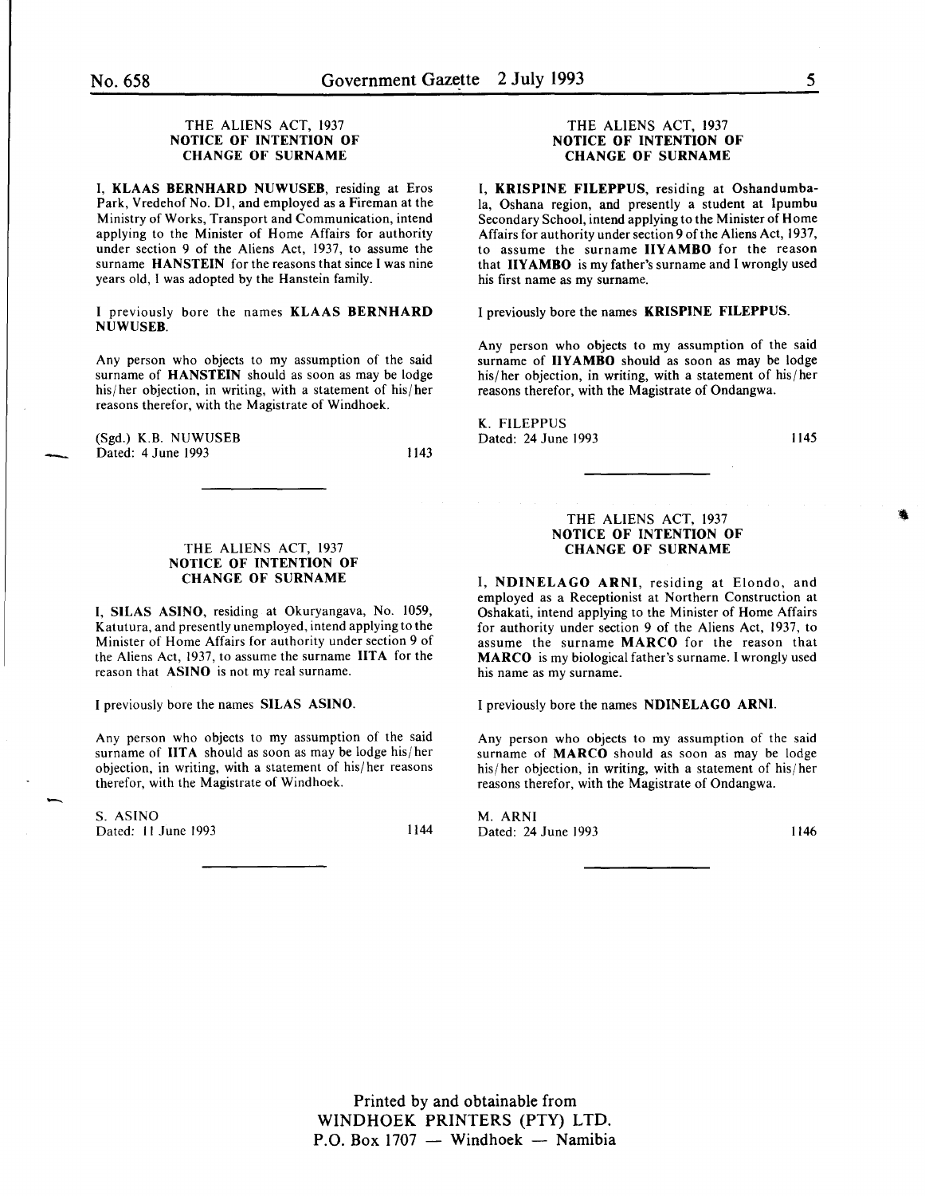### THE ALIENS ACT, 1937
### NOTICE OF INTENTION OF CHANGE OF SURNAME

I, **KLAAS BERNHARD NUWUSEB**, residing at Eros Park, Vredehof No. D1, and employed as a Fireman at the Ministry of Works, Transport and Communication, intend applying to the Minister of Home Affairs for authority under section 9 of the Aliens Act, 1937, to assume the surname **HANSTEIN** for the reasons that since I was nine years old, I was adopted by the Hanstein family.

I previously bore the names **KLAAS BERNHARD NUWUSEB**.

Any person who objects to my assumption of the said surname of **HANSTEIN** should as soon as may be lodge his/her objection, in writing, with a statement of his/her reasons therefor, with the Magistrate of Windhoek.

(Sgd.) K.B. NUWUSEB
Dated: 4 June 1993

1143

---

### THE ALIENS ACT, 1937
### NOTICE OF INTENTION OF CHANGE OF SURNAME

I, **SILAS ASINO**, residing at Okuryangava, No. 1059, Katutura, and presently unemployed, intend applying to the Minister of Home Affairs for authority under section 9 of the Aliens Act, 1937, to assume the surname **IITA** for the reason that **ASINO** is not my real surname.

I previously bore the names **SILAS ASINO**.

Any person who objects to my assumption of the said surname of **IITA** should as soon as may be lodge his/her objection, in writing, with a statement of his/her reasons therefor, with the Magistrate of Windhoek.

S. ASINO
Dated: 11 June 1993

1144

---

### THE ALIENS ACT, 1937
### NOTICE OF INTENTION OF CHANGE OF SURNAME

I, **KRISPINE FILEPPUS**, residing at Oshandumbala, Oshana region, and presently a student at Ipumbu Secondary School, intend applying to the Minister of Home Affairs for authority under section 9 of the Aliens Act, 1937, to assume the surname **IIYAMBO** for the reason that **IIYAMBO** is my father's surname and I wrongly used his first name as my surname.

I previously bore the names **KRISPINE FILEPPUS**.

Any person who objects to my assumption of the said surname of **IIYAMBO** should as soon as may be lodge his/her objection, in writing, with a statement of his/her reasons therefor, with the Magistrate of Ondangwa.

K. FILEPPUS
Dated: 24 June 1993

1145

---

### THE ALIENS ACT, 1937
### NOTICE OF INTENTION OF CHANGE OF SURNAME

I, **NDINELAGO ARNI**, residing at Elondo, and employed as a Receptionist at Northern Construction at Oshakati, intend applying to the Minister of Home Affairs for authority under section 9 of the Aliens Act, 1937, to assume the surname **MARCO** for the reason that **MARCO** is my biological father's surname. I wrongly used his name as my surname.

I previously bore the names **NDINELAGO ARNI**.

Any person who objects to my assumption of the said surname of **MARCO** should as soon as may be lodge his/her objection, in writing, with a statement of his/her reasons therefor, with the Magistrate of Ondangwa.

M. ARNI
Dated: 24 June 1993

1146

---

Printed by and obtainable from
WINDHOEK PRINTERS (PTY) LTD.
P.O. Box 1707 — Windhoek — Namibia